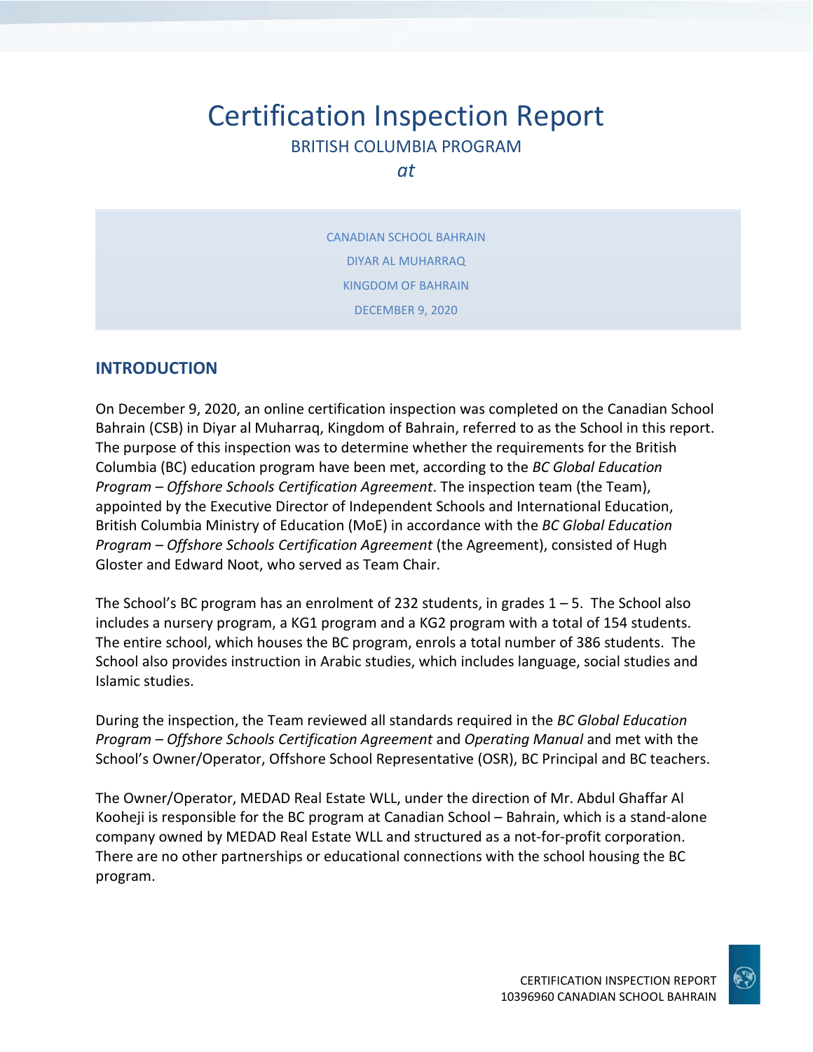# Certification Inspection Report

BRITISH COLUMBIA PROGRAM

*at*

CANADIAN SCHOOL BAHRAIN

DIYAR AL MUHARRAQ

KINGDOM OF BAHRAIN

DECEMBER 9, 2020

## INTRODUCTION

On December 9, 2020, an online certification inspection was completed on the Canadian School Bahrain (CSB) in Diyar al Muharraq, Kingdom of Bahrain, referred to as the School in this report. The purpose of this inspection was to determine whether the requirements for the British Columbia (BC) education program have been met, according to the *BC Global Education Program – Offshore Schools Certification Agreement*. The inspection team (the Team), appointed by the Executive Director of Independent Schools and International Education, British Columbia Ministry of Education (MoE) in accordance with the *BC Global Education Program – Offshore Schools Certification Agreement* (the Agreement), consisted of Hugh Gloster and Edward Noot, who served as Team Chair.

The School's BC program has an enrolment of 232 students, in grades 1 – 5. The School also includes a nursery program, a KG1 program and a KG2 program with a total of 154 students. The entire school, which houses the BC program, enrols a total number of 386 students. The School also provides instruction in Arabic studies, which includes language, social studies and Islamic studies.

During the inspection, the Team reviewed all standards required in the *BC Global Education Program – Offshore Schools Certification Agreement* and *Operating Manual* and met with the School's Owner/Operator, Offshore School Representative (OSR), BC Principal and BC teachers.

The Owner/Operator, MEDAD Real Estate WLL, under the direction of Mr. Abdul Ghaffar Al Kooheji is responsible for the BC program at Canadian School – Bahrain, which is a stand-alone company owned by MEDAD Real Estate WLL and structured as a not-for-profit corporation. There are no other partnerships or educational connections with the school housing the BC program.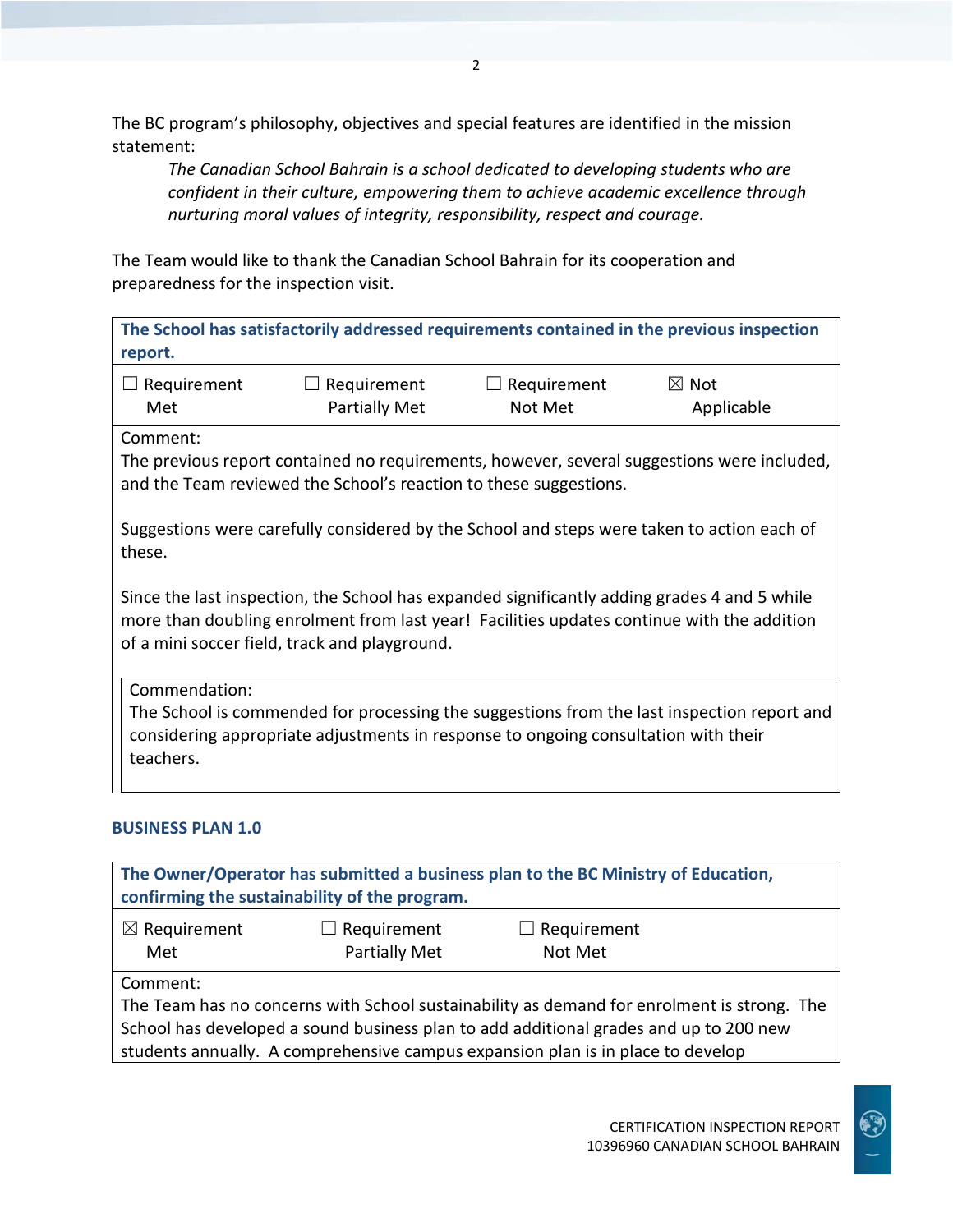The BC program's philosophy, objectives and special features are identified in the mission statement:

> *The Canadian School Bahrain is a school dedicated to developing students who are confident in their culture, empowering them to achieve academic excellence through nurturing moral values of integrity, responsibility, respect and courage.*

The Team would like to thank the Canadian School Bahrain for its cooperation and preparedness for the inspection visit.

**The School has satisfactorily addressed requirements contained in the previous inspection report.**

☐ Requirement Met ☐ Requirement Partially Met ☐ Requirement Not Met ☒ Not Applicable

Comment:
The previous report contained no requirements, however, several suggestions were included, and the Team reviewed the School's reaction to these suggestions.

Suggestions were carefully considered by the School and steps were taken to action each of these.

Since the last inspection, the School has expanded significantly adding grades 4 and 5 while more than doubling enrolment from last year! Facilities updates continue with the addition of a mini soccer field, track and playground.

Commendation:
The School is commended for processing the suggestions from the last inspection report and considering appropriate adjustments in response to ongoing consultation with their teachers.

## BUSINESS PLAN 1.0

**The Owner/Operator has submitted a business plan to the BC Ministry of Education, confirming the sustainability of the program.**

☒ Requirement Met ☐ Requirement Partially Met ☐ Requirement Not Met

Comment:
The Team has no concerns with School sustainability as demand for enrolment is strong. The School has developed a sound business plan to add additional grades and up to 200 new students annually. A comprehensive campus expansion plan is in place to develop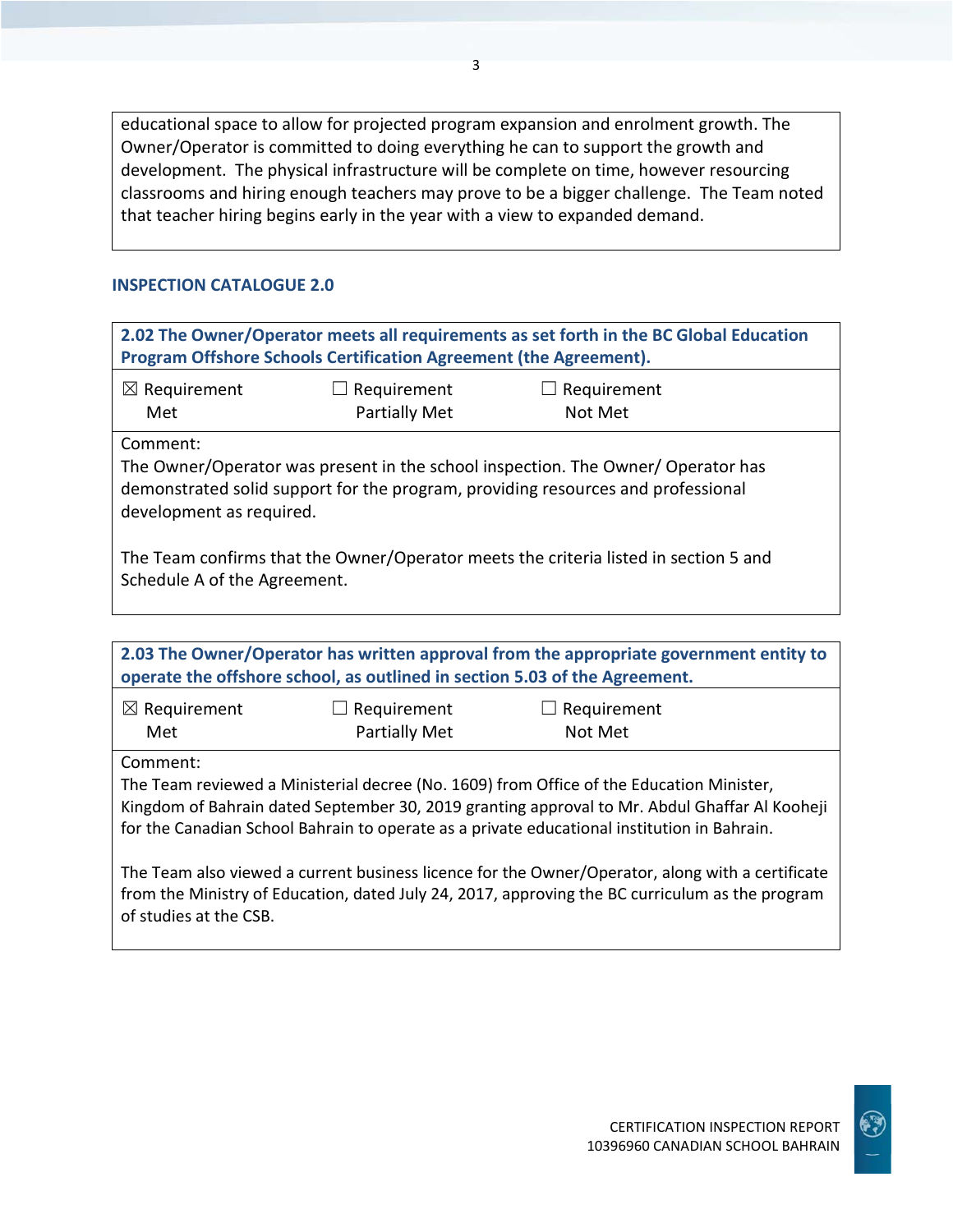educational space to allow for projected program expansion and enrolment growth. The Owner/Operator is committed to doing everything he can to support the growth and development. The physical infrastructure will be complete on time, however resourcing classrooms and hiring enough teachers may prove to be a bigger challenge. The Team noted that teacher hiring begins early in the year with a view to expanded demand.

## INSPECTION CATALOGUE 2.0

**2.02 The Owner/Operator meets all requirements as set forth in the BC Global Education Program Offshore Schools Certification Agreement (the Agreement).**

☒ Requirement Met ☐ Requirement Partially Met ☐ Requirement Not Met

Comment:
The Owner/Operator was present in the school inspection. The Owner/ Operator has demonstrated solid support for the program, providing resources and professional development as required.

The Team confirms that the Owner/Operator meets the criteria listed in section 5 and Schedule A of the Agreement.

**2.03 The Owner/Operator has written approval from the appropriate government entity to operate the offshore school, as outlined in section 5.03 of the Agreement.**

☒ Requirement Met ☐ Requirement Partially Met ☐ Requirement Not Met

Comment:
The Team reviewed a Ministerial decree (No. 1609) from Office of the Education Minister, Kingdom of Bahrain dated September 30, 2019 granting approval to Mr. Abdul Ghaffar Al Kooheji for the Canadian School Bahrain to operate as a private educational institution in Bahrain.

The Team also viewed a current business licence for the Owner/Operator, along with a certificate from the Ministry of Education, dated July 24, 2017, approving the BC curriculum as the program of studies at the CSB.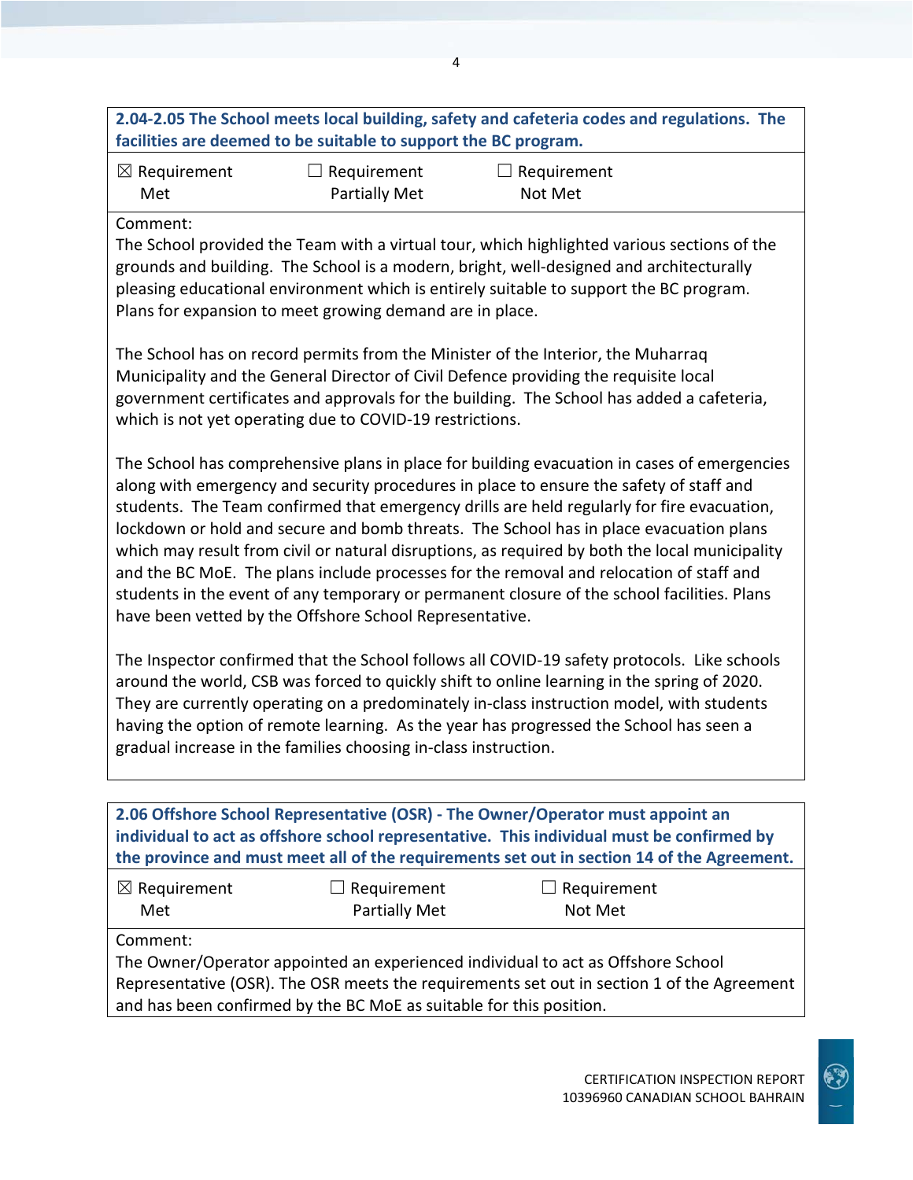| **2.04-2.05 The School meets local building, safety and cafeteria codes and regulations. The facilities are deemed to be suitable to support the BC program.** | | |
|---|---|---|
| ☒ Requirement Met | ☐ Requirement Partially Met | ☐ Requirement Not Met |

Comment:

The School provided the Team with a virtual tour, which highlighted various sections of the grounds and building. The School is a modern, bright, well-designed and architecturally pleasing educational environment which is entirely suitable to support the BC program. Plans for expansion to meet growing demand are in place.

The School has on record permits from the Minister of the Interior, the Muharraq Municipality and the General Director of Civil Defence providing the requisite local government certificates and approvals for the building. The School has added a cafeteria, which is not yet operating due to COVID-19 restrictions.

The School has comprehensive plans in place for building evacuation in cases of emergencies along with emergency and security procedures in place to ensure the safety of staff and students. The Team confirmed that emergency drills are held regularly for fire evacuation, lockdown or hold and secure and bomb threats. The School has in place evacuation plans which may result from civil or natural disruptions, as required by both the local municipality and the BC MoE. The plans include processes for the removal and relocation of staff and students in the event of any temporary or permanent closure of the school facilities. Plans have been vetted by the Offshore School Representative.

The Inspector confirmed that the School follows all COVID-19 safety protocols. Like schools around the world, CSB was forced to quickly shift to online learning in the spring of 2020. They are currently operating on a predominately in-class instruction model, with students having the option of remote learning. As the year has progressed the School has seen a gradual increase in the families choosing in-class instruction.

| **2.06 Offshore School Representative (OSR) - The Owner/Operator must appoint an individual to act as offshore school representative. This individual must be confirmed by the province and must meet all of the requirements set out in section 14 of the Agreement.** | | |
|---|---|---|
| ☒ Requirement Met | ☐ Requirement Partially Met | ☐ Requirement Not Met |

Comment:

The Owner/Operator appointed an experienced individual to act as Offshore School Representative (OSR). The OSR meets the requirements set out in section 1 of the Agreement and has been confirmed by the BC MoE as suitable for this position.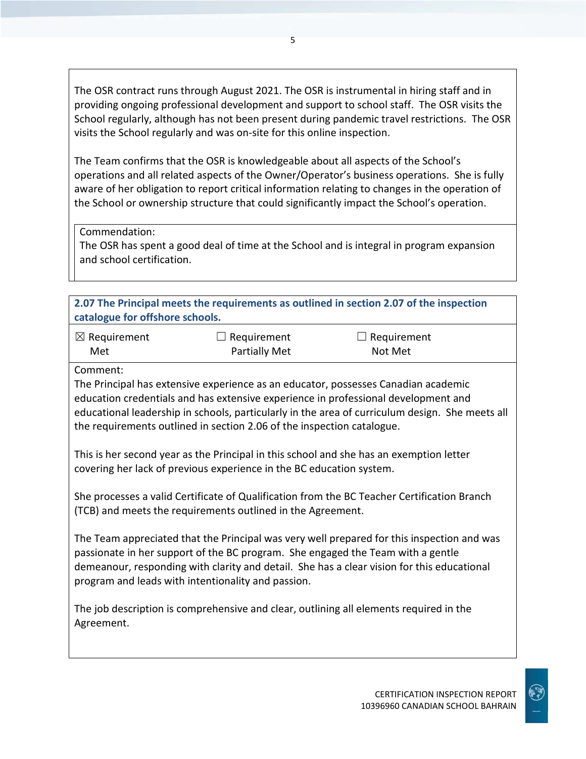The OSR contract runs through August 2021. The OSR is instrumental in hiring staff and in providing ongoing professional development and support to school staff. The OSR visits the School regularly, although has not been present during pandemic travel restrictions. The OSR visits the School regularly and was on-site for this online inspection.

The Team confirms that the OSR is knowledgeable about all aspects of the School's operations and all related aspects of the Owner/Operator's business operations. She is fully aware of her obligation to report critical information relating to changes in the operation of the School or ownership structure that could significantly impact the School's operation.

Commendation:
The OSR has spent a good deal of time at the School and is integral in program expansion and school certification.

### 2.07 The Principal meets the requirements as outlined in section 2.07 of the inspection catalogue for offshore schools.

| ☒ Requirement Met | ☐ Requirement Partially Met | ☐ Requirement Not Met |
|---|---|---|

Comment:
The Principal has extensive experience as an educator, possesses Canadian academic education credentials and has extensive experience in professional development and educational leadership in schools, particularly in the area of curriculum design. She meets all the requirements outlined in section 2.06 of the inspection catalogue.

This is her second year as the Principal in this school and she has an exemption letter covering her lack of previous experience in the BC education system.

She processes a valid Certificate of Qualification from the BC Teacher Certification Branch (TCB) and meets the requirements outlined in the Agreement.

The Team appreciated that the Principal was very well prepared for this inspection and was passionate in her support of the BC program. She engaged the Team with a gentle demeanour, responding with clarity and detail. She has a clear vision for this educational program and leads with intentionality and passion.

The job description is comprehensive and clear, outlining all elements required in the Agreement.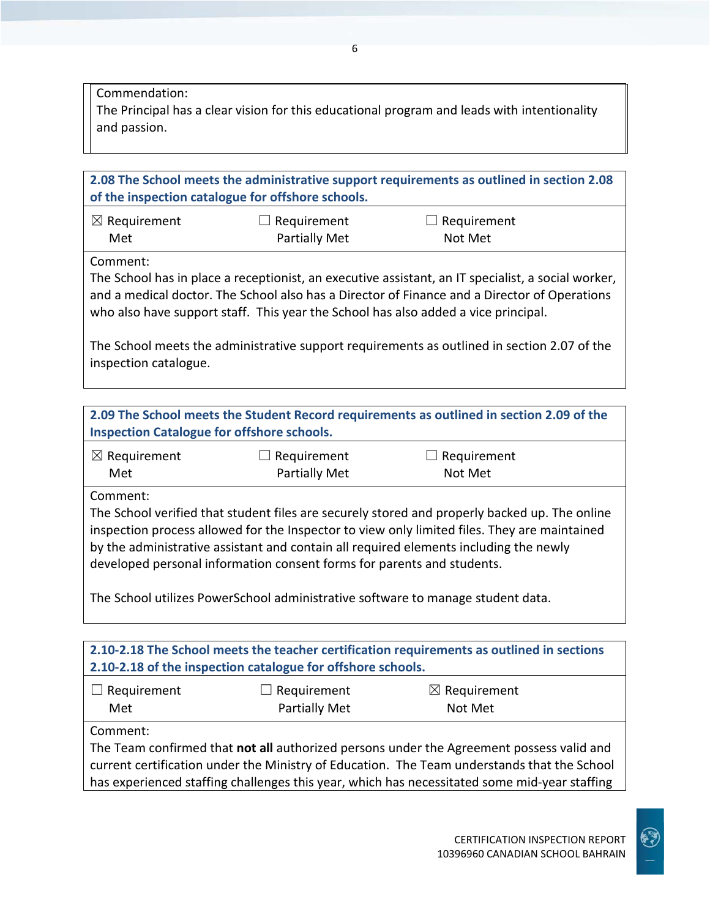Commendation:
The Principal has a clear vision for this educational program and leads with intentionality and passion.

**2.08 The School meets the administrative support requirements as outlined in section 2.08 of the inspection catalogue for offshore schools.**

| ☒ Requirement Met | ☐ Requirement Partially Met | ☐ Requirement Not Met |
|---|---|---|

Comment:
The School has in place a receptionist, an executive assistant, an IT specialist, a social worker, and a medical doctor. The School also has a Director of Finance and a Director of Operations who also have support staff.  This year the School has also added a vice principal.

The School meets the administrative support requirements as outlined in section 2.07 of the inspection catalogue.

**2.09 The School meets the Student Record requirements as outlined in section 2.09 of the Inspection Catalogue for offshore schools.**

| ☒ Requirement Met | ☐ Requirement Partially Met | ☐ Requirement Not Met |
|---|---|---|

Comment:
The School verified that student files are securely stored and properly backed up. The online inspection process allowed for the Inspector to view only limited files. They are maintained by the administrative assistant and contain all required elements including the newly developed personal information consent forms for parents and students.

The School utilizes PowerSchool administrative software to manage student data.

**2.10-2.18 The School meets the teacher certification requirements as outlined in sections 2.10-2.18 of the inspection catalogue for offshore schools.**

| ☐ Requirement Met | ☐ Requirement Partially Met | ☒ Requirement Not Met |
|---|---|---|

Comment:
The Team confirmed that **not all** authorized persons under the Agreement possess valid and current certification under the Ministry of Education.  The Team understands that the School has experienced staffing challenges this year, which has necessitated some mid-year staffing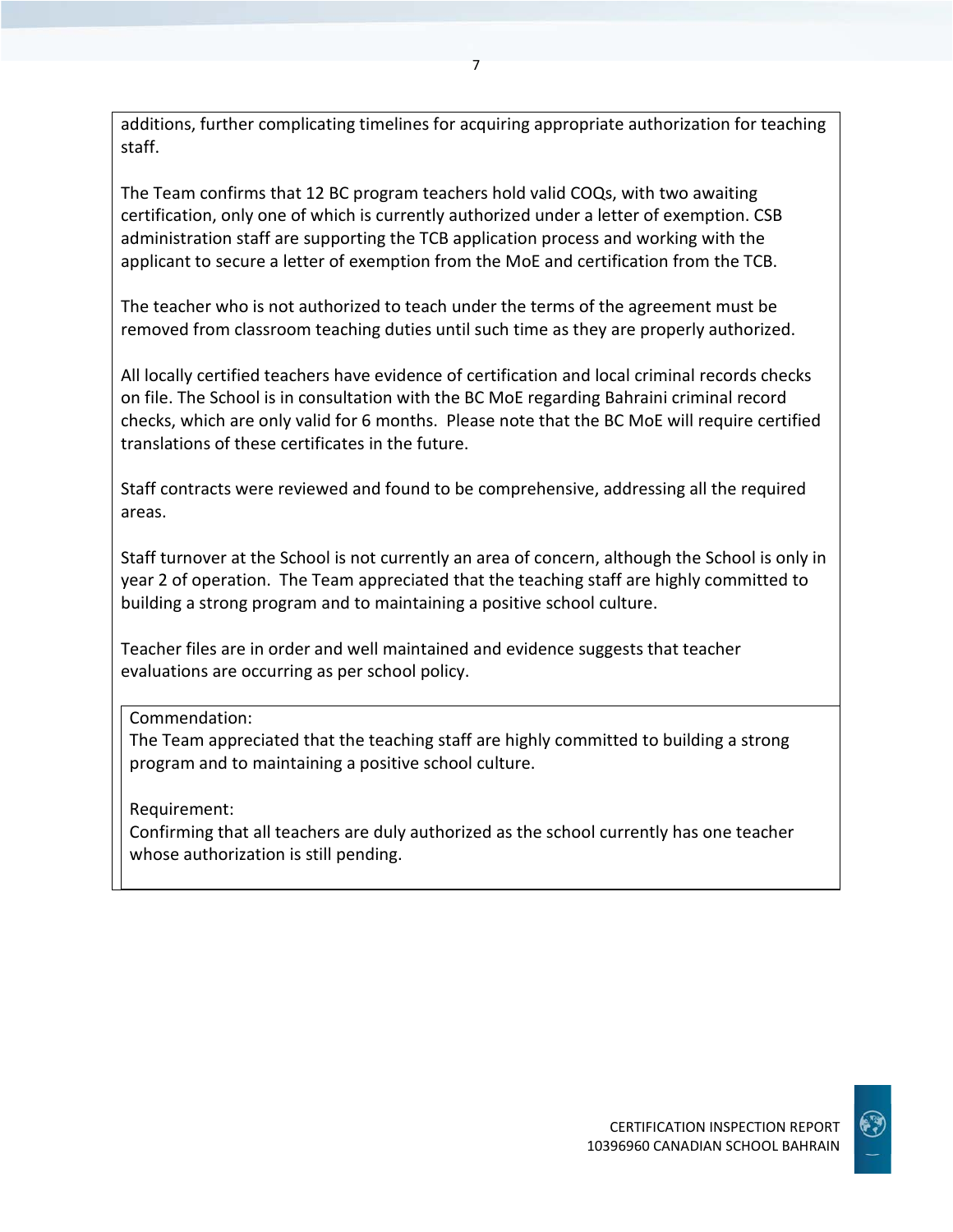additions, further complicating timelines for acquiring appropriate authorization for teaching staff.

The Team confirms that 12 BC program teachers hold valid COQs, with two awaiting certification, only one of which is currently authorized under a letter of exemption. CSB administration staff are supporting the TCB application process and working with the applicant to secure a letter of exemption from the MoE and certification from the TCB.

The teacher who is not authorized to teach under the terms of the agreement must be removed from classroom teaching duties until such time as they are properly authorized.

All locally certified teachers have evidence of certification and local criminal records checks on file. The School is in consultation with the BC MoE regarding Bahraini criminal record checks, which are only valid for 6 months. Please note that the BC MoE will require certified translations of these certificates in the future.

Staff contracts were reviewed and found to be comprehensive, addressing all the required areas.

Staff turnover at the School is not currently an area of concern, although the School is only in year 2 of operation. The Team appreciated that the teaching staff are highly committed to building a strong program and to maintaining a positive school culture.

Teacher files are in order and well maintained and evidence suggests that teacher evaluations are occurring as per school policy.

Commendation:
The Team appreciated that the teaching staff are highly committed to building a strong program and to maintaining a positive school culture.

Requirement:
Confirming that all teachers are duly authorized as the school currently has one teacher whose authorization is still pending.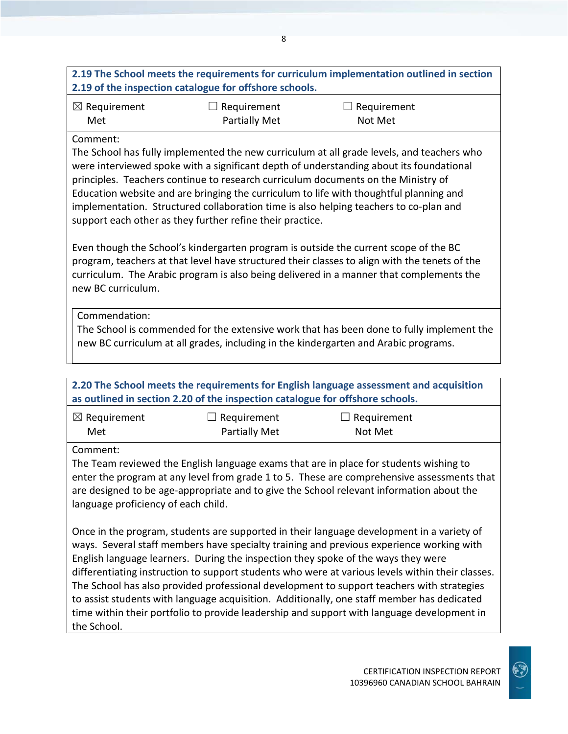**2.19 The School meets the requirements for curriculum implementation outlined in section 2.19 of the inspection catalogue for offshore schools.**

| ☒ Requirement Met | ☐ Requirement Partially Met | ☐ Requirement Not Met |
|---|---|---|

Comment:

The School has fully implemented the new curriculum at all grade levels, and teachers who were interviewed spoke with a significant depth of understanding about its foundational principles. Teachers continue to research curriculum documents on the Ministry of Education website and are bringing the curriculum to life with thoughtful planning and implementation. Structured collaboration time is also helping teachers to co-plan and support each other as they further refine their practice.

Even though the School's kindergarten program is outside the current scope of the BC program, teachers at that level have structured their classes to align with the tenets of the curriculum. The Arabic program is also being delivered in a manner that complements the new BC curriculum.

Commendation:

The School is commended for the extensive work that has been done to fully implement the new BC curriculum at all grades, including in the kindergarten and Arabic programs.

**2.20 The School meets the requirements for English language assessment and acquisition as outlined in section 2.20 of the inspection catalogue for offshore schools.**

| ☒ Requirement Met | ☐ Requirement Partially Met | ☐ Requirement Not Met |
|---|---|---|

Comment:

The Team reviewed the English language exams that are in place for students wishing to enter the program at any level from grade 1 to 5. These are comprehensive assessments that are designed to be age-appropriate and to give the School relevant information about the language proficiency of each child.

Once in the program, students are supported in their language development in a variety of ways. Several staff members have specialty training and previous experience working with English language learners. During the inspection they spoke of the ways they were differentiating instruction to support students who were at various levels within their classes. The School has also provided professional development to support teachers with strategies to assist students with language acquisition. Additionally, one staff member has dedicated time within their portfolio to provide leadership and support with language development in the School.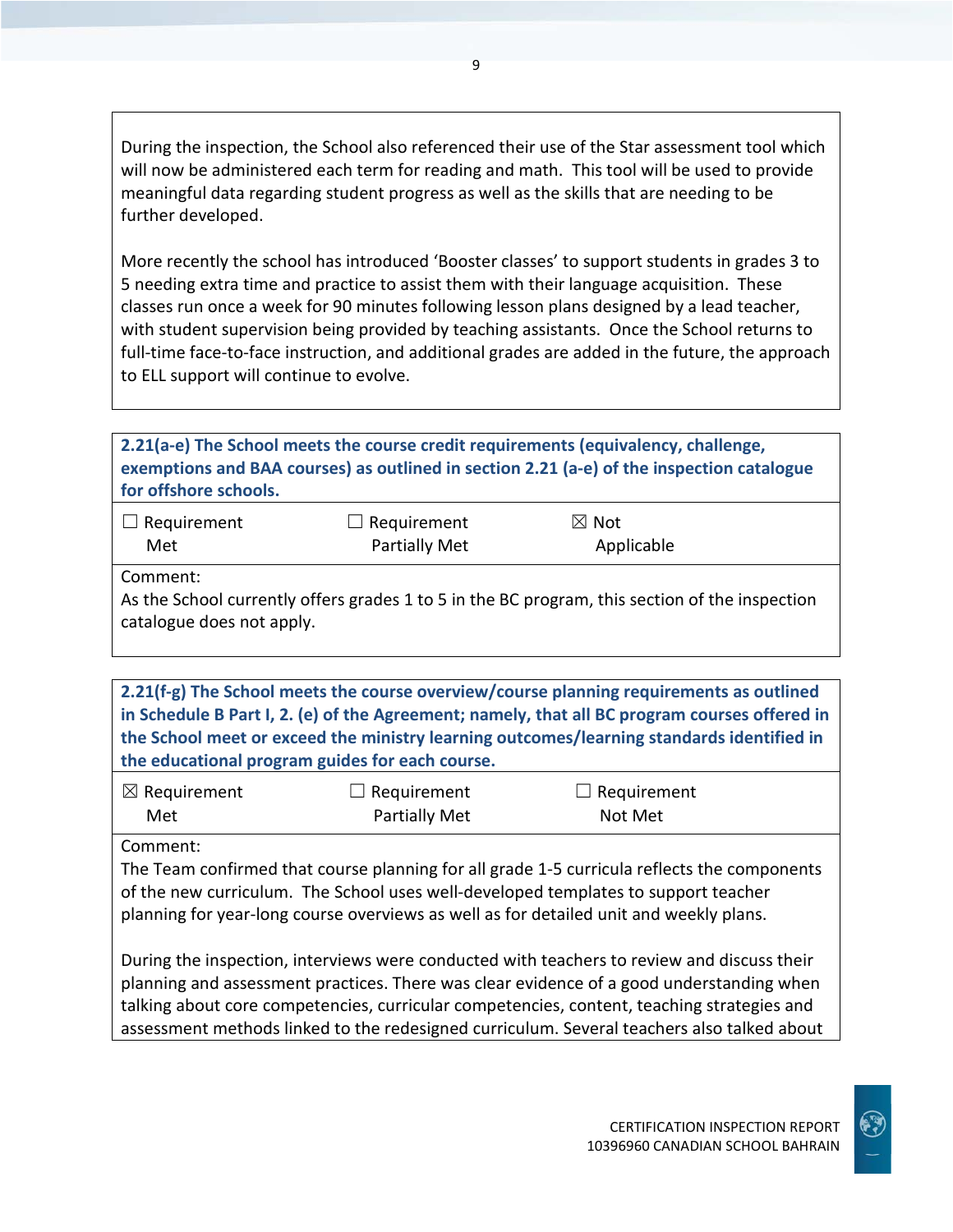During the inspection, the School also referenced their use of the Star assessment tool which will now be administered each term for reading and math. This tool will be used to provide meaningful data regarding student progress as well as the skills that are needing to be further developed.

More recently the school has introduced 'Booster classes' to support students in grades 3 to 5 needing extra time and practice to assist them with their language acquisition. These classes run once a week for 90 minutes following lesson plans designed by a lead teacher, with student supervision being provided by teaching assistants. Once the School returns to full-time face-to-face instruction, and additional grades are added in the future, the approach to ELL support will continue to evolve.

**2.21(a-e) The School meets the course credit requirements (equivalency, challenge, exemptions and BAA courses) as outlined in section 2.21 (a-e) of the inspection catalogue for offshore schools.**

| ☐ Requirement Met | ☐ Requirement Partially Met | ☒ Not Applicable |
|---|---|---|

Comment:
As the School currently offers grades 1 to 5 in the BC program, this section of the inspection catalogue does not apply.

**2.21(f-g) The School meets the course overview/course planning requirements as outlined in Schedule B Part I, 2. (e) of the Agreement; namely, that all BC program courses offered in the School meet or exceed the ministry learning outcomes/learning standards identified in the educational program guides for each course.**

| ☒ Requirement Met | ☐ Requirement Partially Met | ☐ Requirement Not Met |
|---|---|---|

Comment:
The Team confirmed that course planning for all grade 1-5 curricula reflects the components of the new curriculum. The School uses well-developed templates to support teacher planning for year-long course overviews as well as for detailed unit and weekly plans.

During the inspection, interviews were conducted with teachers to review and discuss their planning and assessment practices. There was clear evidence of a good understanding when talking about core competencies, curricular competencies, content, teaching strategies and assessment methods linked to the redesigned curriculum. Several teachers also talked about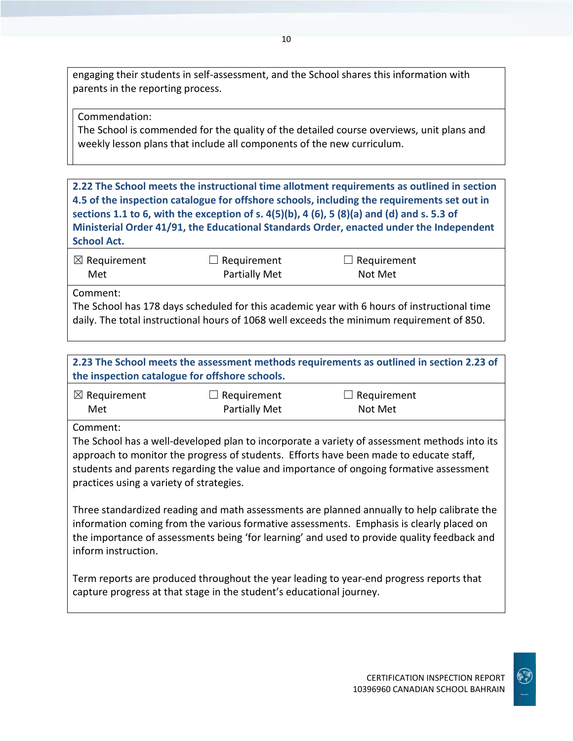engaging their students in self-assessment, and the School shares this information with parents in the reporting process.

Commendation:
The School is commended for the quality of the detailed course overviews, unit plans and weekly lesson plans that include all components of the new curriculum.

**2.22 The School meets the instructional time allotment requirements as outlined in section 4.5 of the inspection catalogue for offshore schools, including the requirements set out in sections 1.1 to 6, with the exception of s. 4(5)(b), 4 (6), 5 (8)(a) and (d) and s. 5.3 of Ministerial Order 41/91, the Educational Standards Order, enacted under the Independent School Act.**

| ☒ Requirement Met | ☐ Requirement Partially Met | ☐ Requirement Not Met |
|---|---|---|

Comment:
The School has 178 days scheduled for this academic year with 6 hours of instructional time daily. The total instructional hours of 1068 well exceeds the minimum requirement of 850.

**2.23 The School meets the assessment methods requirements as outlined in section 2.23 of the inspection catalogue for offshore schools.**

| ☒ Requirement Met | ☐ Requirement Partially Met | ☐ Requirement Not Met |
|---|---|---|

Comment:
The School has a well-developed plan to incorporate a variety of assessment methods into its approach to monitor the progress of students. Efforts have been made to educate staff, students and parents regarding the value and importance of ongoing formative assessment practices using a variety of strategies.

Three standardized reading and math assessments are planned annually to help calibrate the information coming from the various formative assessments. Emphasis is clearly placed on the importance of assessments being 'for learning' and used to provide quality feedback and inform instruction.

Term reports are produced throughout the year leading to year-end progress reports that capture progress at that stage in the student's educational journey.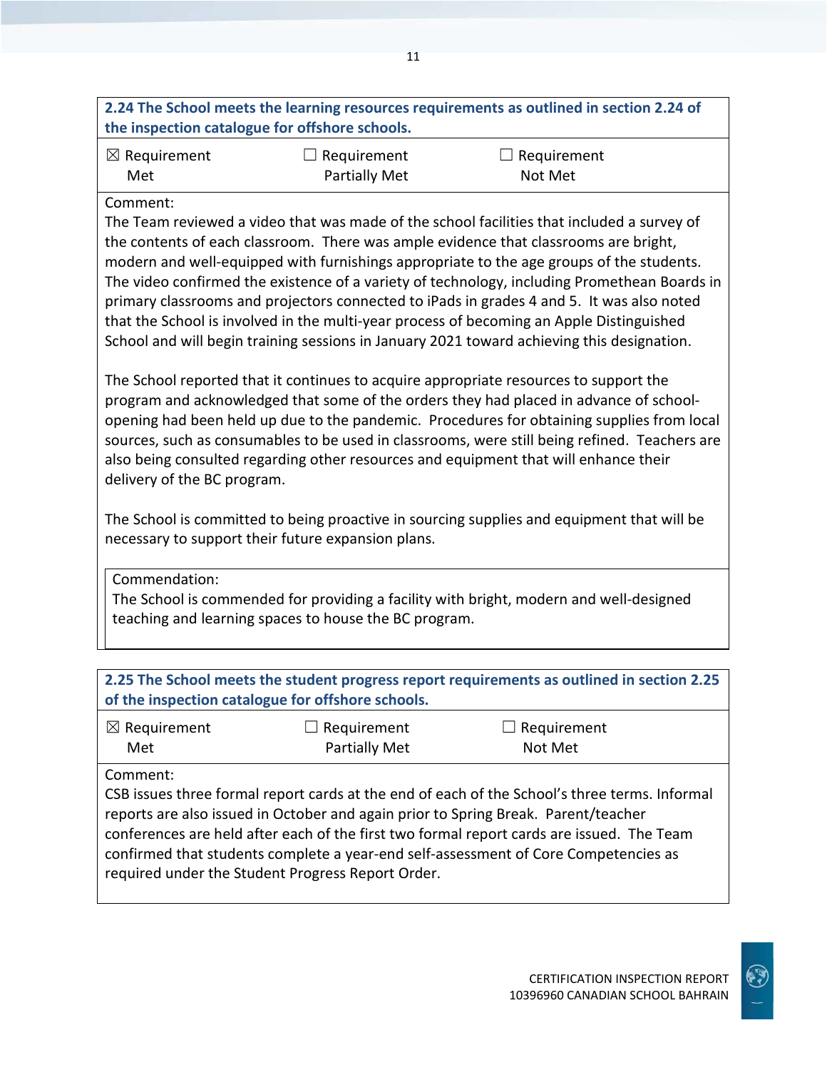**2.24 The School meets the learning resources requirements as outlined in section 2.24 of the inspection catalogue for offshore schools.**

| ☒ Requirement Met | ☐ Requirement Partially Met | ☐ Requirement Not Met |
|---|---|---|

Comment:

The Team reviewed a video that was made of the school facilities that included a survey of the contents of each classroom. There was ample evidence that classrooms are bright, modern and well-equipped with furnishings appropriate to the age groups of the students. The video confirmed the existence of a variety of technology, including Promethean Boards in primary classrooms and projectors connected to iPads in grades 4 and 5. It was also noted that the School is involved in the multi-year process of becoming an Apple Distinguished School and will begin training sessions in January 2021 toward achieving this designation.

The School reported that it continues to acquire appropriate resources to support the program and acknowledged that some of the orders they had placed in advance of school-opening had been held up due to the pandemic. Procedures for obtaining supplies from local sources, such as consumables to be used in classrooms, were still being refined. Teachers are also being consulted regarding other resources and equipment that will enhance their delivery of the BC program.

The School is committed to being proactive in sourcing supplies and equipment that will be necessary to support their future expansion plans.

Commendation:

The School is commended for providing a facility with bright, modern and well-designed teaching and learning spaces to house the BC program.

**2.25 The School meets the student progress report requirements as outlined in section 2.25 of the inspection catalogue for offshore schools.**

| ☒ Requirement Met | ☐ Requirement Partially Met | ☐ Requirement Not Met |
|---|---|---|

Comment:

CSB issues three formal report cards at the end of each of the School's three terms. Informal reports are also issued in October and again prior to Spring Break. Parent/teacher conferences are held after each of the first two formal report cards are issued. The Team confirmed that students complete a year-end self-assessment of Core Competencies as required under the Student Progress Report Order.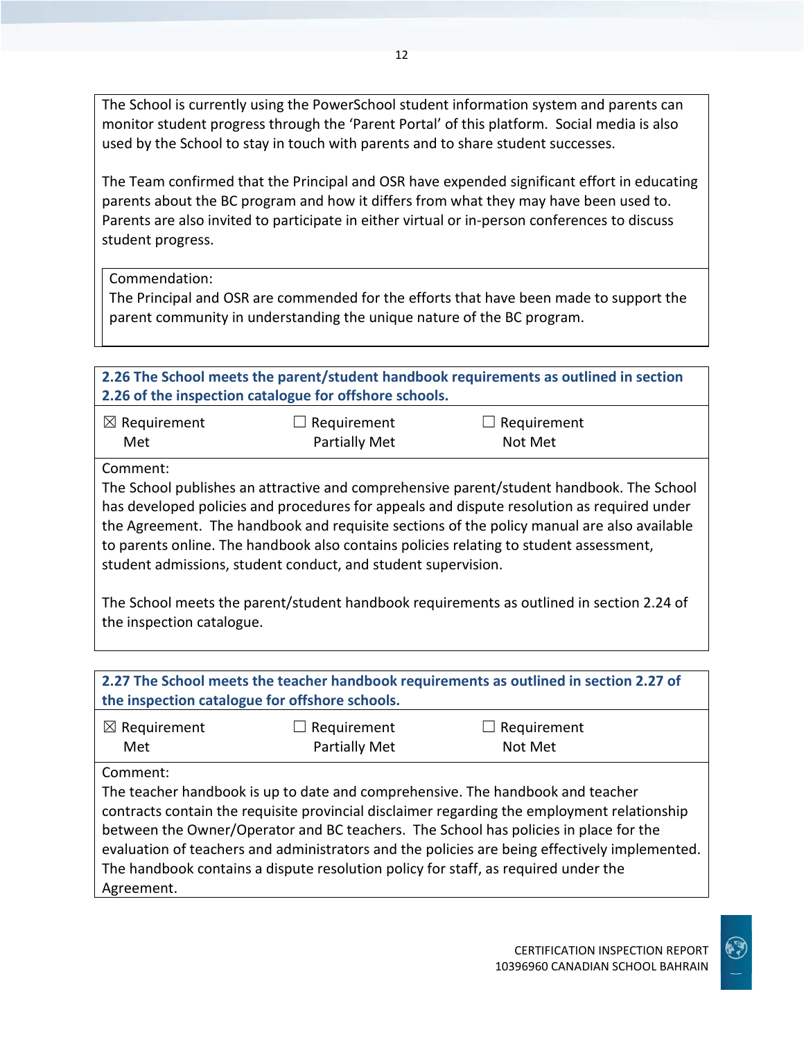The School is currently using the PowerSchool student information system and parents can monitor student progress through the 'Parent Portal' of this platform. Social media is also used by the School to stay in touch with parents and to share student successes.

The Team confirmed that the Principal and OSR have expended significant effort in educating parents about the BC program and how it differs from what they may have been used to. Parents are also invited to participate in either virtual or in-person conferences to discuss student progress.

Commendation:
The Principal and OSR are commended for the efforts that have been made to support the parent community in understanding the unique nature of the BC program.

**2.26 The School meets the parent/student handbook requirements as outlined in section 2.26 of the inspection catalogue for offshore schools.**

| ☒ Requirement Met | ☐ Requirement Partially Met | ☐ Requirement Not Met |
|---|---|---|

Comment:
The School publishes an attractive and comprehensive parent/student handbook. The School has developed policies and procedures for appeals and dispute resolution as required under the Agreement. The handbook and requisite sections of the policy manual are also available to parents online. The handbook also contains policies relating to student assessment, student admissions, student conduct, and student supervision.

The School meets the parent/student handbook requirements as outlined in section 2.24 of the inspection catalogue.

**2.27 The School meets the teacher handbook requirements as outlined in section 2.27 of the inspection catalogue for offshore schools.**

| ☒ Requirement Met | ☐ Requirement Partially Met | ☐ Requirement Not Met |
|---|---|---|

Comment:
The teacher handbook is up to date and comprehensive. The handbook and teacher contracts contain the requisite provincial disclaimer regarding the employment relationship between the Owner/Operator and BC teachers. The School has policies in place for the evaluation of teachers and administrators and the policies are being effectively implemented. The handbook contains a dispute resolution policy for staff, as required under the Agreement.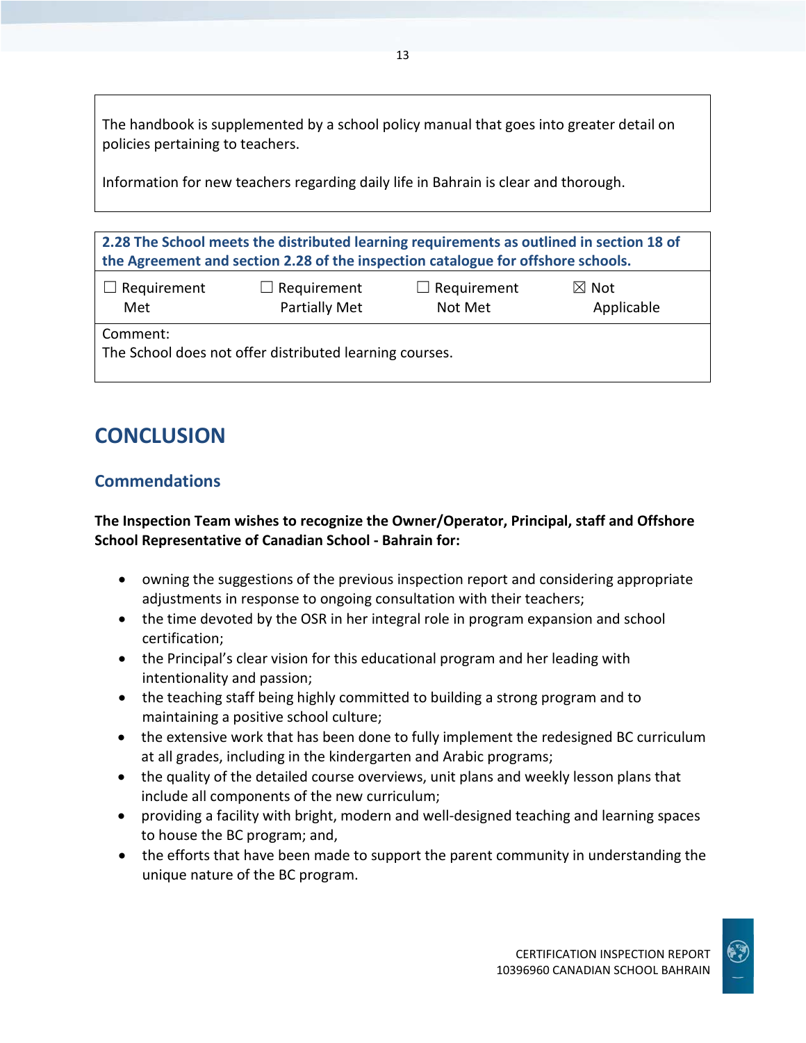The handbook is supplemented by a school policy manual that goes into greater detail on policies pertaining to teachers.

Information for new teachers regarding daily life in Bahrain is clear and thorough.

| **2.28 The School meets the distributed learning requirements as outlined in section 18 of the Agreement and section 2.28 of the inspection catalogue for offshore schools.** | | | |
|---|---|---|---|
| ☐ Requirement Met | ☐ Requirement Partially Met | ☐ Requirement Not Met | ☒ Not Applicable |
| Comment: The School does not offer distributed learning courses. | | | |

# CONCLUSION

## Commendations

**The Inspection Team wishes to recognize the Owner/Operator, Principal, staff and Offshore School Representative of Canadian School - Bahrain for:**

- owning the suggestions of the previous inspection report and considering appropriate adjustments in response to ongoing consultation with their teachers;
- the time devoted by the OSR in her integral role in program expansion and school certification;
- the Principal's clear vision for this educational program and her leading with intentionality and passion;
- the teaching staff being highly committed to building a strong program and to maintaining a positive school culture;
- the extensive work that has been done to fully implement the redesigned BC curriculum at all grades, including in the kindergarten and Arabic programs;
- the quality of the detailed course overviews, unit plans and weekly lesson plans that include all components of the new curriculum;
- providing a facility with bright, modern and well-designed teaching and learning spaces to house the BC program; and,
- the efforts that have been made to support the parent community in understanding the unique nature of the BC program.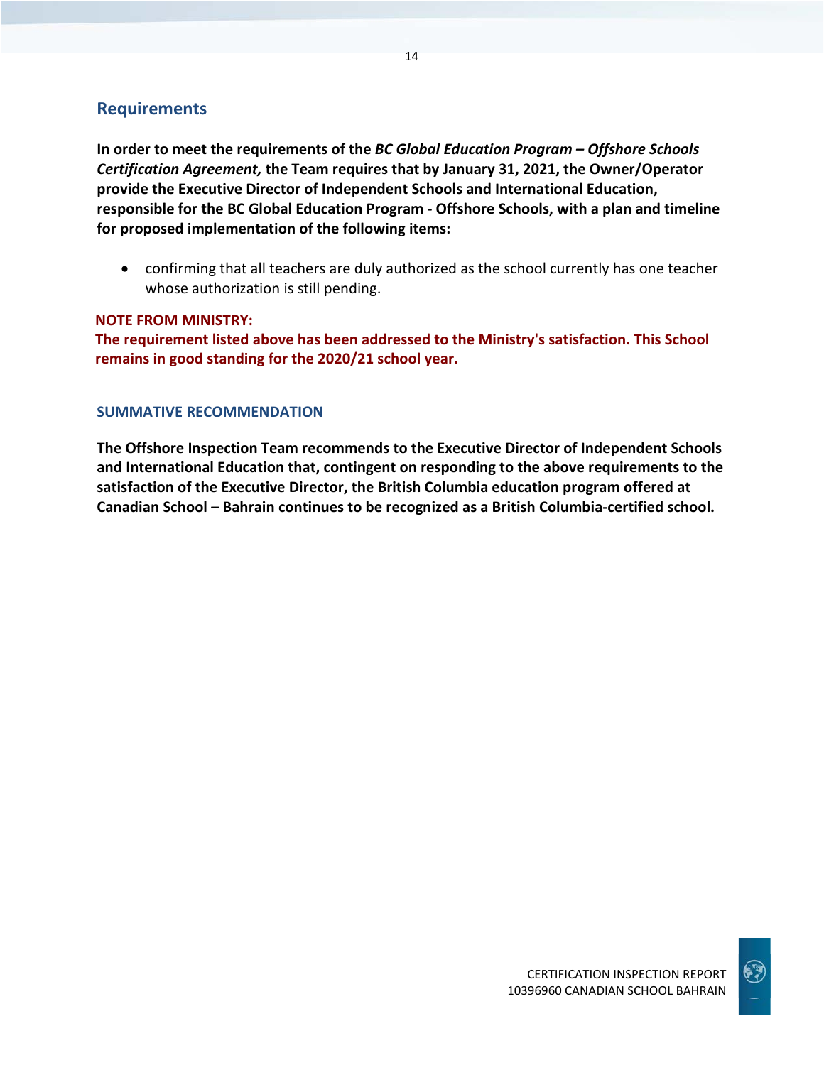## Requirements

**In order to meet the requirements of the *BC Global Education Program – Offshore Schools Certification Agreement,* the Team requires that by January 31, 2021, the Owner/Operator provide the Executive Director of Independent Schools and International Education, responsible for the BC Global Education Program - Offshore Schools, with a plan and timeline for proposed implementation of the following items:**

- confirming that all teachers are duly authorized as the school currently has one teacher whose authorization is still pending.

**NOTE FROM MINISTRY:**
**The requirement listed above has been addressed to the Ministry's satisfaction. This School remains in good standing for the 2020/21 school year.**

### SUMMATIVE RECOMMENDATION

**The Offshore Inspection Team recommends to the Executive Director of Independent Schools and International Education that, contingent on responding to the above requirements to the satisfaction of the Executive Director, the British Columbia education program offered at Canadian School – Bahrain continues to be recognized as a British Columbia-certified school.**